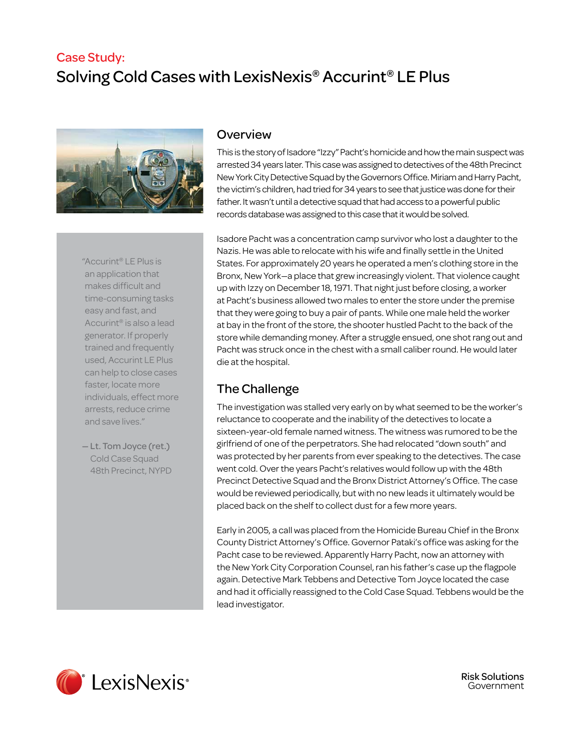Case Study:

# Solving Cold Cases with LexisNexis® Accurint® LE Plus

> "Accurint® LE Plus is an application that makes difficult and time-consuming tasks easy and fast, and Accurint® is also a lead generator. If properly trained and frequently used, Accurint LE Plus can help to close cases faster, locate more individuals, effect more arrests, reduce crime and save lives."
>
> – Lt. Tom Joyce (ret.)
> Cold Case Squad
> 48th Precinct, NYPD

## Overview

This is the story of Isadore "Izzy" Pacht's homicide and how the main suspect was arrested 34 years later. This case was assigned to detectives of the 48th Precinct New York City Detective Squad by the Governors Office. Miriam and Harry Pacht, the victim's children, had tried for 34 years to see that justice was done for their father. It wasn't until a detective squad that had access to a powerful public records database was assigned to this case that it would be solved.

Isadore Pacht was a concentration camp survivor who lost a daughter to the Nazis. He was able to relocate with his wife and finally settle in the United States. For approximately 20 years he operated a men's clothing store in the Bronx, New York—a place that grew increasingly violent. That violence caught up with Izzy on December 18, 1971. That night just before closing, a worker at Pacht's business allowed two males to enter the store under the premise that they were going to buy a pair of pants. While one male held the worker at bay in the front of the store, the shooter hustled Pacht to the back of the store while demanding money. After a struggle ensued, one shot rang out and Pacht was struck once in the chest with a small caliber round. He would later die at the hospital.

## The Challenge

The investigation was stalled very early on by what seemed to be the worker's reluctance to cooperate and the inability of the detectives to locate a sixteen-year-old female named witness. The witness was rumored to be the girlfriend of one of the perpetrators. She had relocated "down south" and was protected by her parents from ever speaking to the detectives. The case went cold. Over the years Pacht's relatives would follow up with the 48th Precinct Detective Squad and the Bronx District Attorney's Office. The case would be reviewed periodically, but with no new leads it ultimately would be placed back on the shelf to collect dust for a few more years.

Early in 2005, a call was placed from the Homicide Bureau Chief in the Bronx County District Attorney's Office. Governor Pataki's office was asking for the Pacht case to be reviewed. Apparently Harry Pacht, now an attorney with the New York City Corporation Counsel, ran his father's case up the flagpole again. Detective Mark Tebbens and Detective Tom Joyce located the case and had it officially reassigned to the Cold Case Squad. Tebbens would be the lead investigator.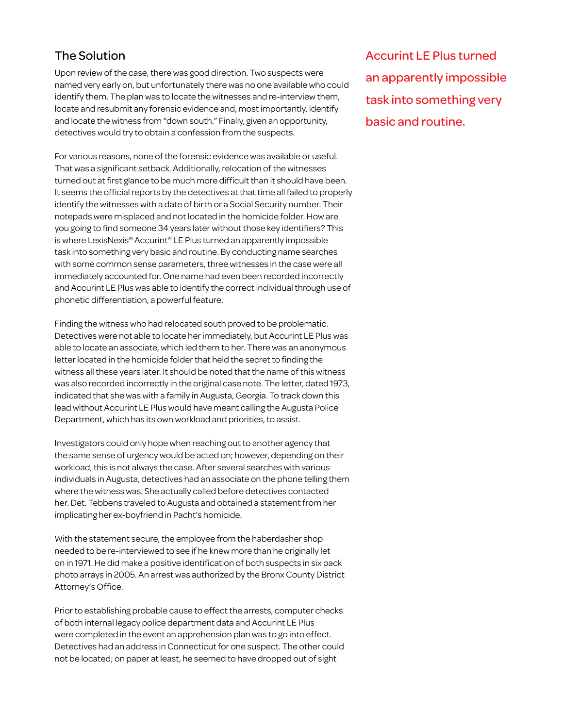## The Solution

Upon review of the case, there was good direction. Two suspects were named very early on, but unfortunately there was no one available who could identify them. The plan was to locate the witnesses and re-interview them, locate and resubmit any forensic evidence and, most importantly, identify and locate the witness from "down south." Finally, given an opportunity, detectives would try to obtain a confession from the suspects.

For various reasons, none of the forensic evidence was available or useful. That was a significant setback. Additionally, relocation of the witnesses turned out at first glance to be much more difficult than it should have been. It seems the official reports by the detectives at that time all failed to properly identify the witnesses with a date of birth or a Social Security number. Their notepads were misplaced and not located in the homicide folder. How are you going to find someone 34 years later without those key identifiers? This is where LexisNexis® Accurint® LE Plus turned an apparently impossible task into something very basic and routine. By conducting name searches with some common sense parameters, three witnesses in the case were all immediately accounted for. One name had even been recorded incorrectly and Accurint LE Plus was able to identify the correct individual through use of phonetic differentiation, a powerful feature.

Accurint LE Plus turned an apparently impossible task into something very basic and routine.

Finding the witness who had relocated south proved to be problematic. Detectives were not able to locate her immediately, but Accurint LE Plus was able to locate an associate, which led them to her. There was an anonymous letter located in the homicide folder that held the secret to finding the witness all these years later. It should be noted that the name of this witness was also recorded incorrectly in the original case note. The letter, dated 1973, indicated that she was with a family in Augusta, Georgia. To track down this lead without Accurint LE Plus would have meant calling the Augusta Police Department, which has its own workload and priorities, to assist.

Investigators could only hope when reaching out to another agency that the same sense of urgency would be acted on; however, depending on their workload, this is not always the case. After several searches with various individuals in Augusta, detectives had an associate on the phone telling them where the witness was. She actually called before detectives contacted her. Det. Tebbens traveled to Augusta and obtained a statement from her implicating her ex-boyfriend in Pacht's homicide.

With the statement secure, the employee from the haberdasher shop needed to be re-interviewed to see if he knew more than he originally let on in 1971. He did make a positive identification of both suspects in six pack photo arrays in 2005. An arrest was authorized by the Bronx County District Attorney's Office.

Prior to establishing probable cause to effect the arrests, computer checks of both internal legacy police department data and Accurint LE Plus were completed in the event an apprehension plan was to go into effect. Detectives had an address in Connecticut for one suspect. The other could not be located; on paper at least, he seemed to have dropped out of sight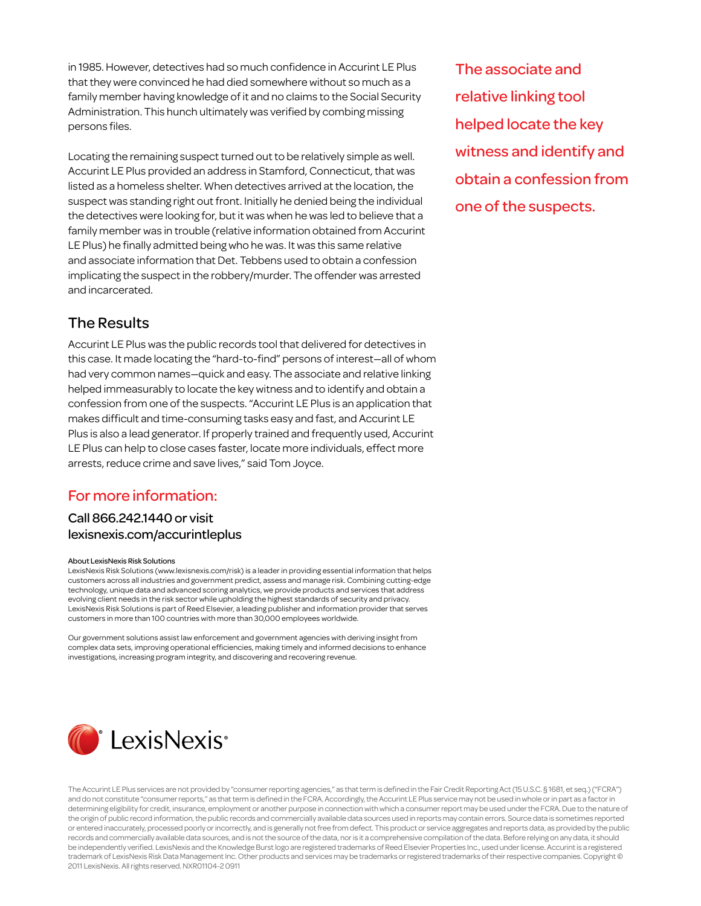in 1985. However, detectives had so much confidence in Accurint LE Plus that they were convinced he had died somewhere without so much as a family member having knowledge of it and no claims to the Social Security Administration. This hunch ultimately was verified by combing missing persons files.

Locating the remaining suspect turned out to be relatively simple as well. Accurint LE Plus provided an address in Stamford, Connecticut, that was listed as a homeless shelter. When detectives arrived at the location, the suspect was standing right out front. Initially he denied being the individual the detectives were looking for, but it was when he was led to believe that a family member was in trouble (relative information obtained from Accurint LE Plus) he finally admitted being who he was. It was this same relative and associate information that Det. Tebbens used to obtain a confession implicating the suspect in the robbery/murder. The offender was arrested and incarcerated.

The associate and relative linking tool helped locate the key witness and identify and obtain a confession from one of the suspects.

## The Results

Accurint LE Plus was the public records tool that delivered for detectives in this case. It made locating the "hard-to-find" persons of interest—all of whom had very common names—quick and easy. The associate and relative linking helped immeasurably to locate the key witness and to identify and obtain a confession from one of the suspects. "Accurint LE Plus is an application that makes difficult and time-consuming tasks easy and fast, and Accurint LE Plus is also a lead generator. If properly trained and frequently used, Accurint LE Plus can help to close cases faster, locate more individuals, effect more arrests, reduce crime and save lives," said Tom Joyce.

## For more information:

Call 866.242.1440 or visit
lexisnexis.com/accurintleplus

**About LexisNexis Risk Solutions**
LexisNexis Risk Solutions (www.lexisnexis.com/risk) is a leader in providing essential information that helps customers across all industries and government predict, assess and manage risk. Combining cutting-edge technology, unique data and advanced scoring analytics, we provide products and services that address evolving client needs in the risk sector while upholding the highest standards of security and privacy. LexisNexis Risk Solutions is part of Reed Elsevier, a leading publisher and information provider that serves customers in more than 100 countries with more than 30,000 employees worldwide.

Our government solutions assist law enforcement and government agencies with deriving insight from complex data sets, improving operational efficiencies, making timely and informed decisions to enhance investigations, increasing program integrity, and discovering and recovering revenue.

LexisNexis®

The Accurint LE Plus services are not provided by "consumer reporting agencies," as that term is defined in the Fair Credit Reporting Act (15 U.S.C. § 1681, et seq.) ("FCRA") and do not constitute "consumer reports," as that term is defined in the FCRA. Accordingly, the Accurint LE Plus service may not be used in whole or in part as a factor in determining eligibility for credit, insurance, employment or another purpose in connection with which a consumer report may be used under the FCRA. Due to the nature of the origin of public record information, the public records and commercially available data sources used in reports may contain errors. Source data is sometimes reported or entered inaccurately, processed poorly or incorrectly, and is generally not free from defect. This product or service aggregates and reports data, as provided by the public records and commercially available data sources, and is not the source of the data, nor is it a comprehensive compilation of the data. Before relying on any data, it should be independently verified. LexisNexis and the Knowledge Burst logo are registered trademarks of Reed Elsevier Properties Inc., used under license. Accurint is a registered trademark of LexisNexis Risk Data Management Inc. Other products and services may be trademarks or registered trademarks of their respective companies. Copyright © 2011 LexisNexis. All rights reserved. NXR01104-2 0911